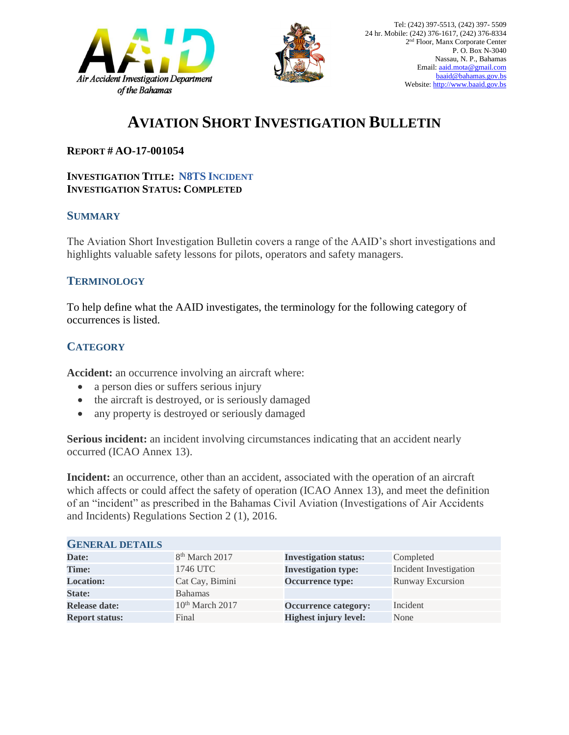Tel: (242) 397-5513, (242) 397- 5509
24 hr. Mobile: (242) 376-1617, (242) 376-8334
2nd Floor, Manx Corporate Center
P. O. Box N-3040
Nassau, N. P., Bahamas
Email: aaid.mota@gmail.com
baaid@bahamas.gov.bs
Website: http://www.baaid.gov.bs

# AVIATION SHORT INVESTIGATION BULLETIN

**REPORT # AO-17-001054**

**INVESTIGATION TITLE: N8TS INCIDENT**
**INVESTIGATION STATUS: COMPLETED**

## SUMMARY

The Aviation Short Investigation Bulletin covers a range of the AAID's short investigations and highlights valuable safety lessons for pilots, operators and safety managers.

## TERMINOLOGY

To help define what the AAID investigates, the terminology for the following category of occurrences is listed.

## CATEGORY

**Accident:** an occurrence involving an aircraft where:

- a person dies or suffers serious injury
- the aircraft is destroyed, or is seriously damaged
- any property is destroyed or seriously damaged

**Serious incident:** an incident involving circumstances indicating that an accident nearly occurred (ICAO Annex 13).

**Incident:** an occurrence, other than an accident, associated with the operation of an aircraft which affects or could affect the safety of operation (ICAO Annex 13), and meet the definition of an "incident" as prescribed in the Bahamas Civil Aviation (Investigations of Air Accidents and Incidents) Regulations Section 2 (1), 2016.

## GENERAL DETAILS

| | | | |
|---|---|---|---|
| **Date:** | 8th March 2017 | **Investigation status:** | Completed |
| **Time:** | 1746 UTC | **Investigation type:** | Incident Investigation |
| **Location:** | Cat Cay, Bimini | **Occurrence type:** | Runway Excursion |
| **State:** | Bahamas | | |
| **Release date:** | 10th March 2017 | **Occurrence category:** | Incident |
| **Report status:** | Final | **Highest injury level:** | None |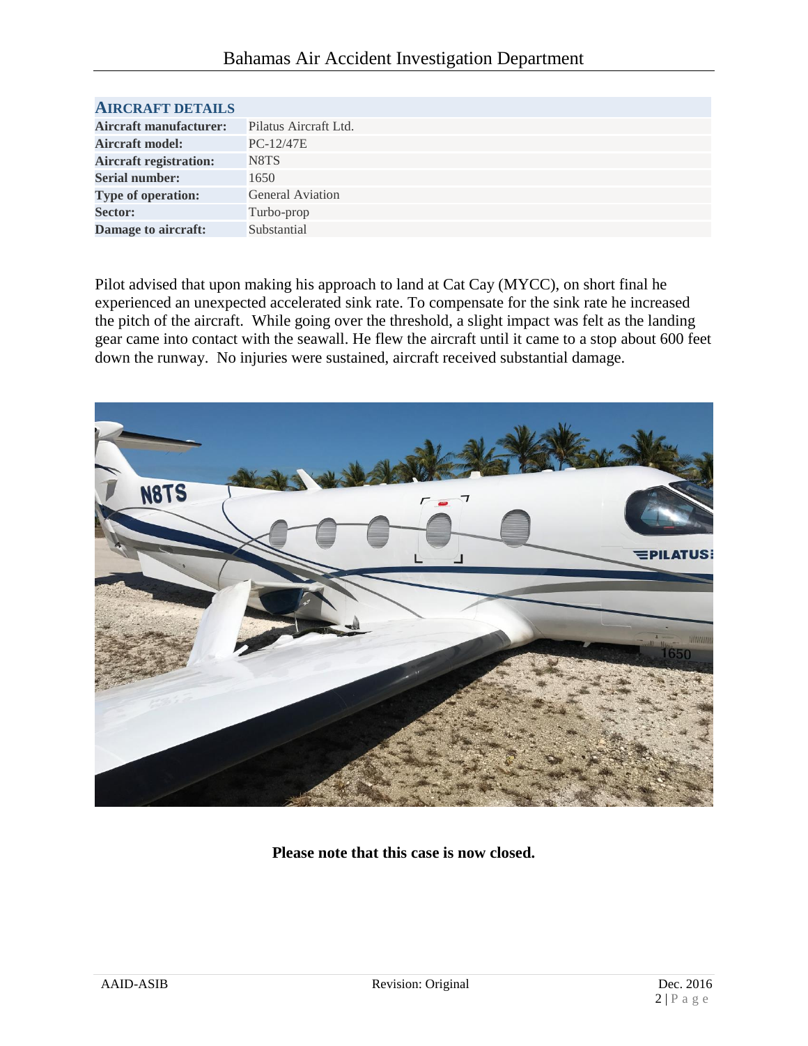| AIRCRAFT DETAILS | |
|---|---|
| **Aircraft manufacturer:** | Pilatus Aircraft Ltd. |
| **Aircraft model:** | PC-12/47E |
| **Aircraft registration:** | N8TS |
| **Serial number:** | 1650 |
| **Type of operation:** | General Aviation |
| **Sector:** | Turbo-prop |
| **Damage to aircraft:** | Substantial |

Pilot advised that upon making his approach to land at Cat Cay (MYCC), on short final he experienced an unexpected accelerated sink rate. To compensate for the sink rate he increased the pitch of the aircraft. While going over the threshold, a slight impact was felt as the landing gear came into contact with the seawall. He flew the aircraft until it came to a stop about 600 feet down the runway. No injuries were sustained, aircraft received substantial damage.

**Please note that this case is now closed.**